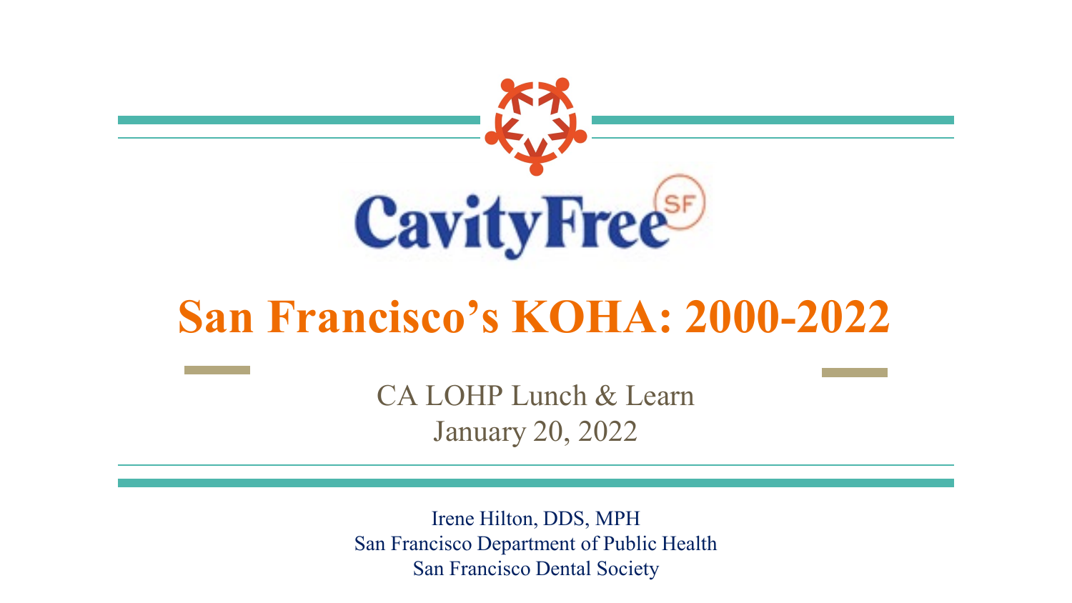CavityFree SF

# San Francisco's KOHA: 2000-2022

CA LOHP Lunch & Learn
January 20, 2022

Irene Hilton, DDS, MPH
San Francisco Department of Public Health
San Francisco Dental Society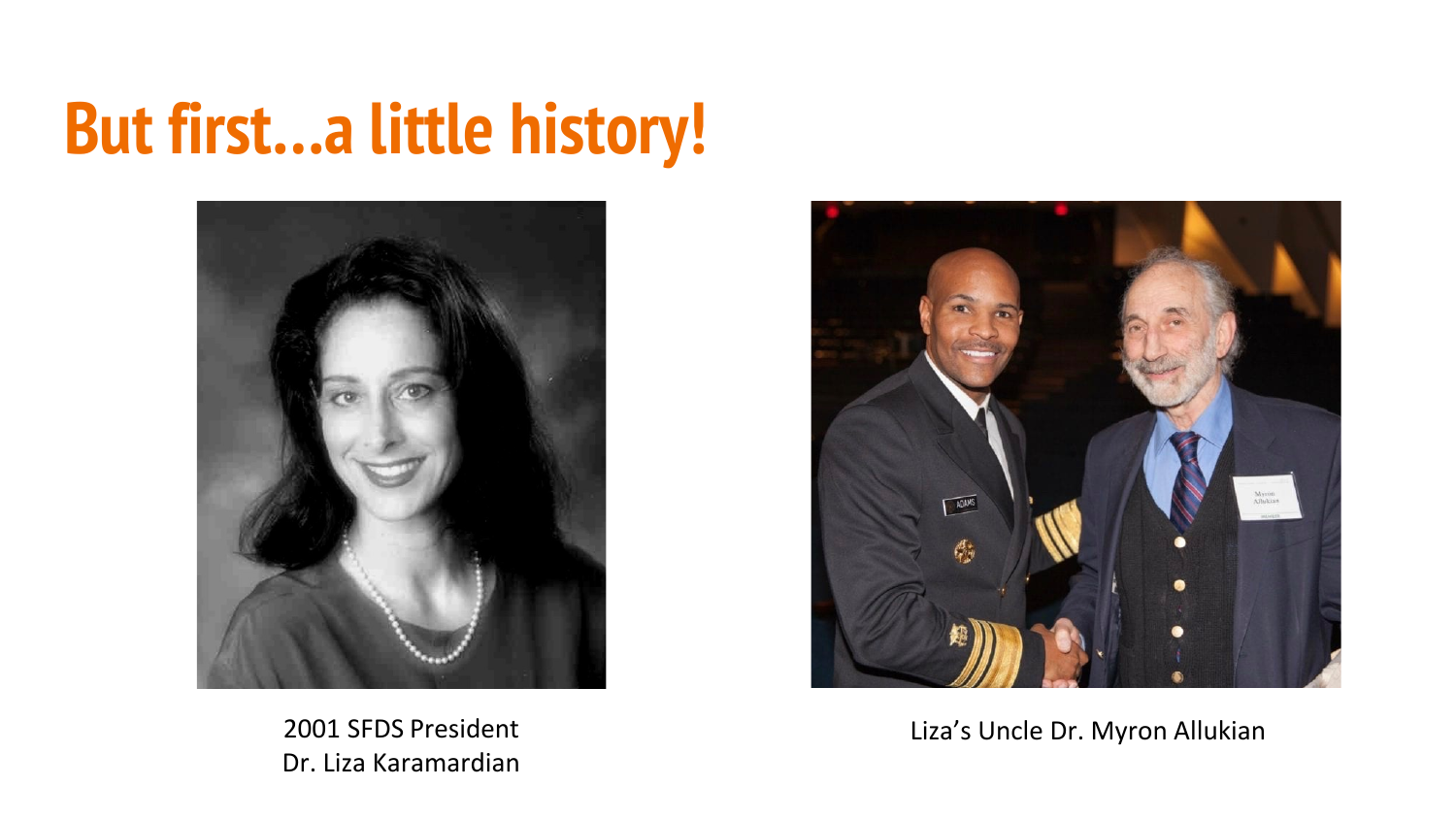# But first...a little history!

2001 SFDS President
Dr. Liza Karamardian

Liza's Uncle Dr. Myron Allukian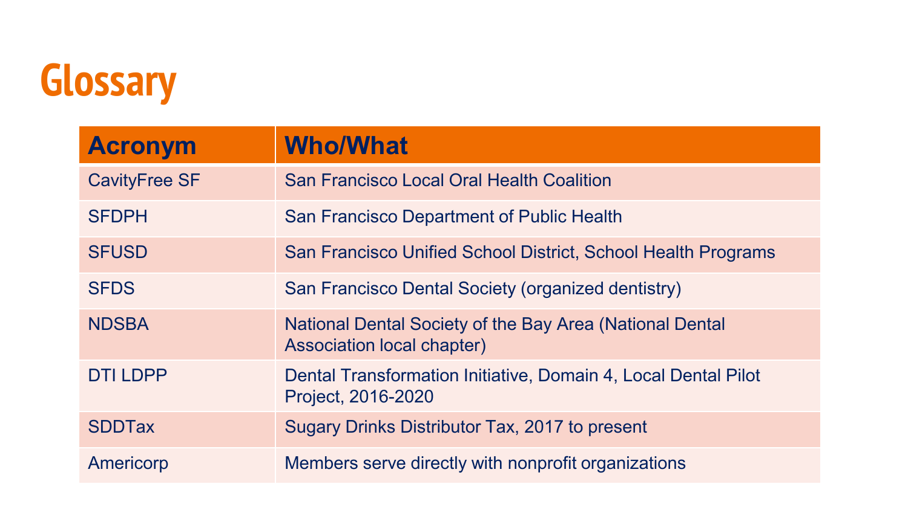# Glossary

| Acronym | Who/What |
| --- | --- |
| CavityFree SF | San Francisco Local Oral Health Coalition |
| SFDPH | San Francisco Department of Public Health |
| SFUSD | San Francisco Unified School District, School Health Programs |
| SFDS | San Francisco Dental Society (organized dentistry) |
| NDSBA | National Dental Society of the Bay Area (National Dental Association local chapter) |
| DTI LDPP | Dental Transformation Initiative, Domain 4, Local Dental Pilot Project, 2016-2020 |
| SDDTax | Sugary Drinks Distributor Tax, 2017 to present |
| Americorp | Members serve directly with nonprofit organizations |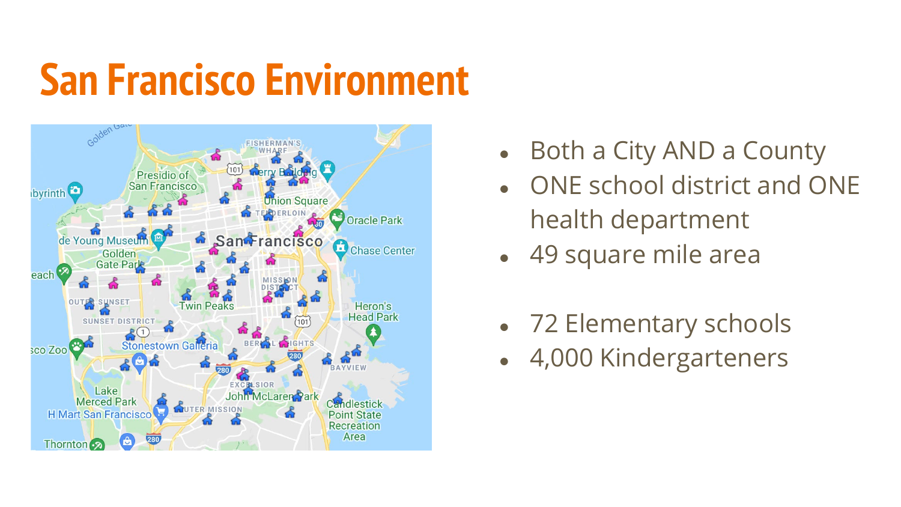# San Francisco Environment

- Both a City AND a County
- ONE school district and ONE health department
- 49 square mile area

- 72 Elementary schools
- 4,000 Kindergarteners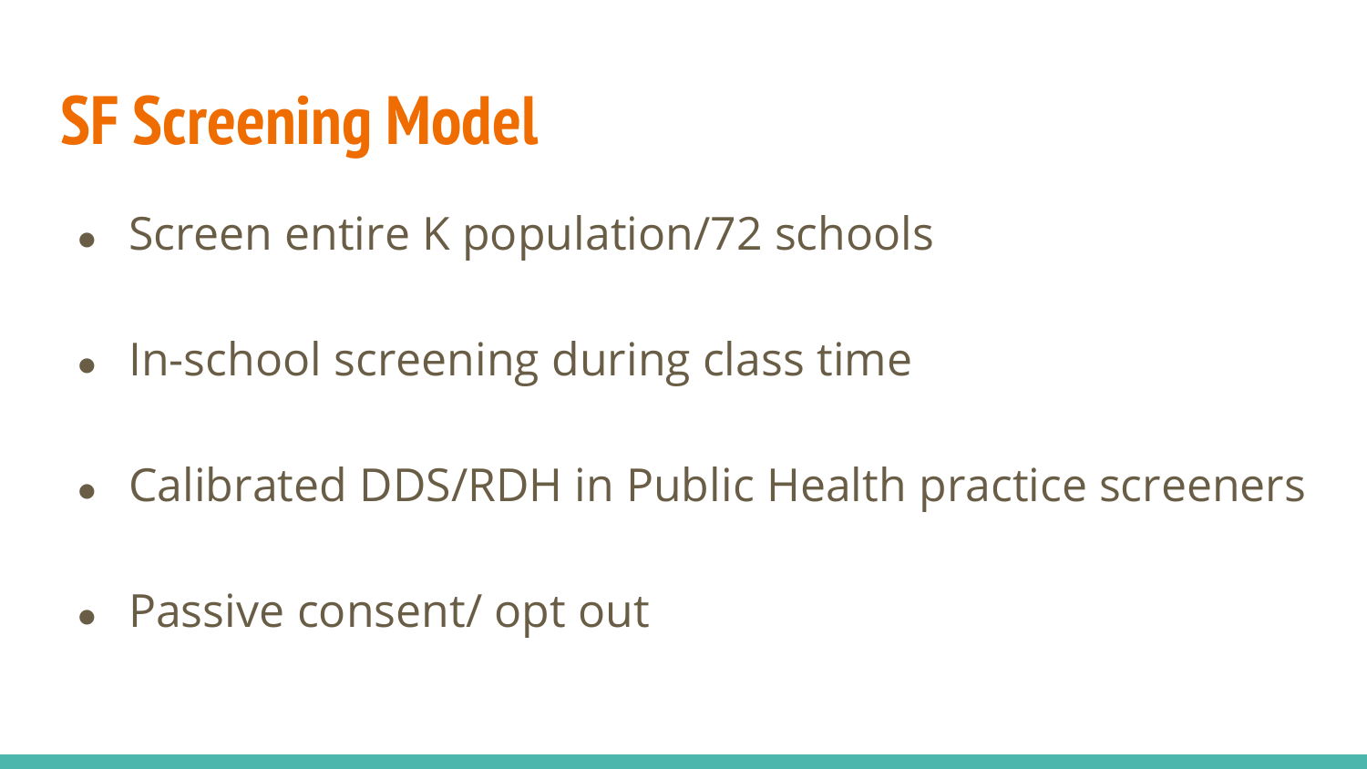# SF Screening Model

- Screen entire K population/72 schools
- In-school screening during class time
- Calibrated DDS/RDH in Public Health practice screeners
- Passive consent/ opt out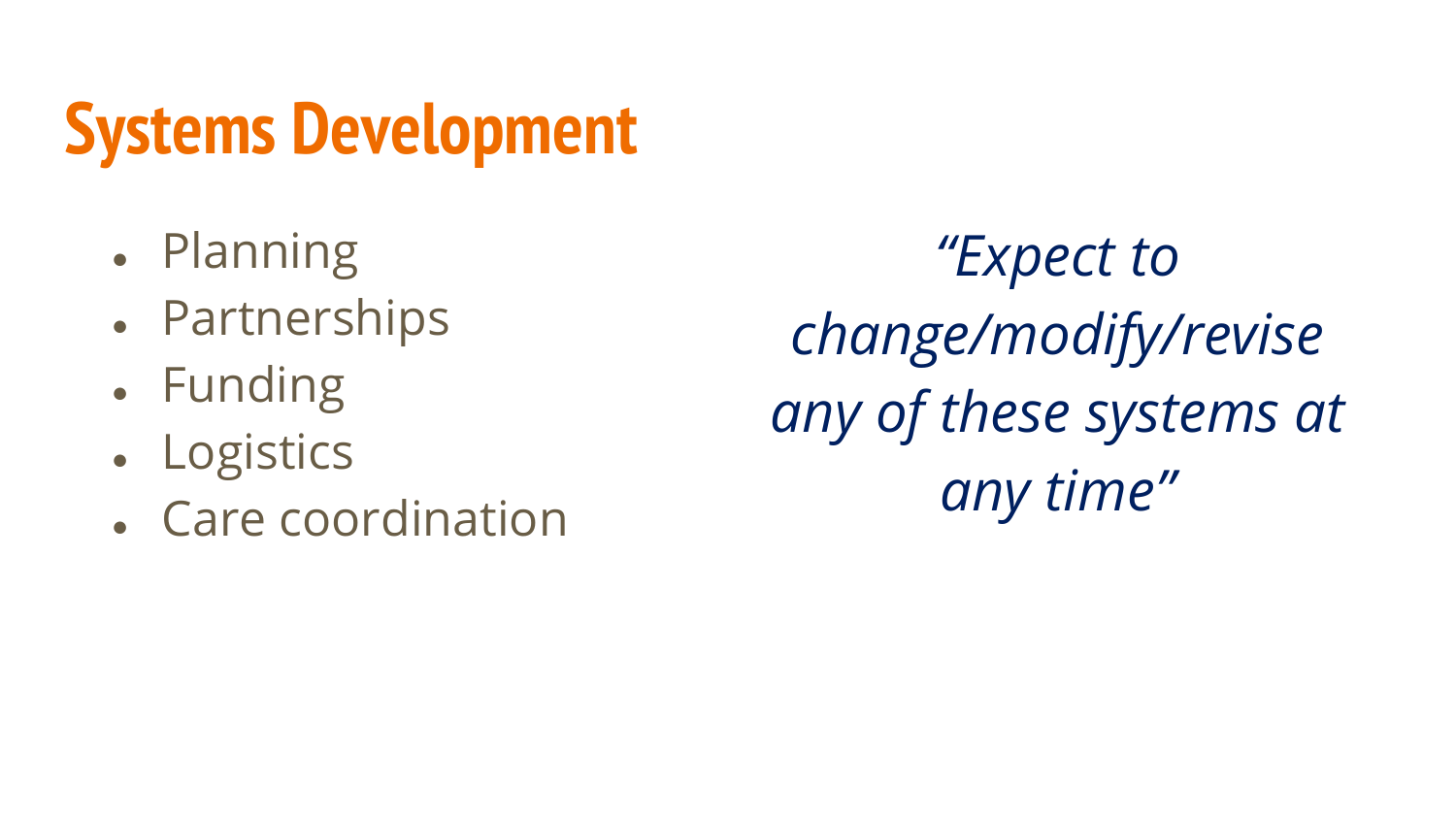# Systems Development

- Planning
- Partnerships
- Funding
- Logistics
- Care coordination

*"Expect to change/modify/revise any of these systems at any time"*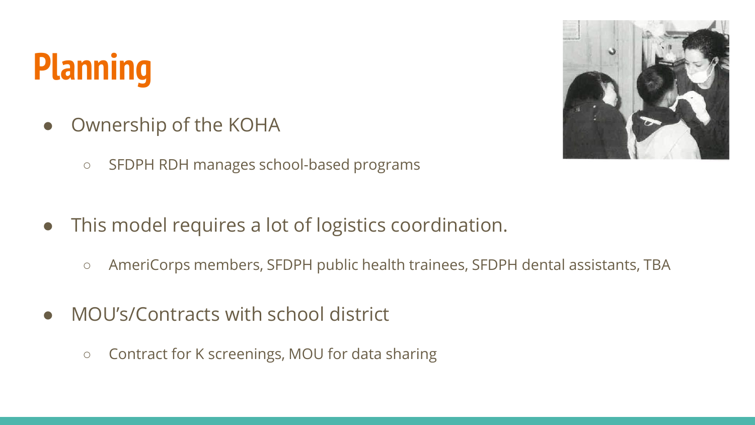# Planning

- Ownership of the KOHA
  - SFDPH RDH manages school-based programs
- This model requires a lot of logistics coordination.
  - AmeriCorps members, SFDPH public health trainees, SFDPH dental assistants, TBA
- MOU's/Contracts with school district
  - Contract for K screenings, MOU for data sharing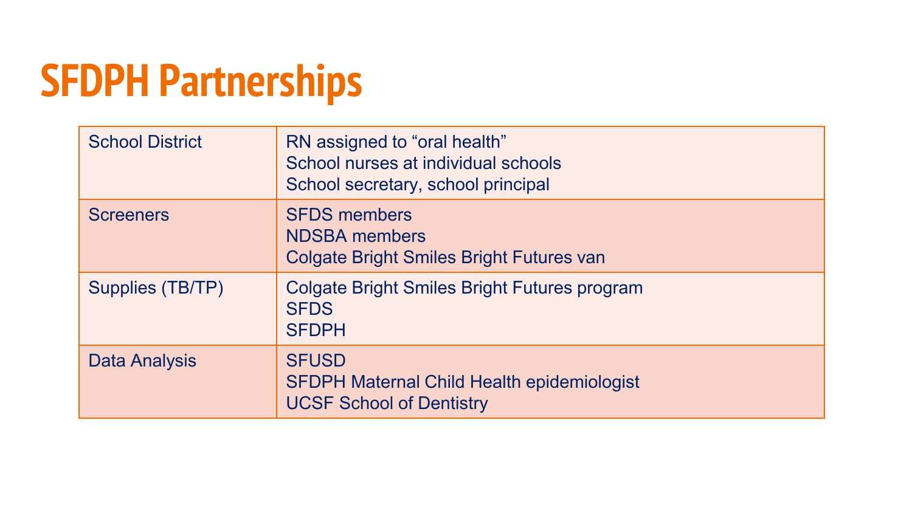# SFDPH Partnerships

| | |
|---|---|
| School District | RN assigned to “oral health”<br>School nurses at individual schools<br>School secretary, school principal |
| Screeners | SFDS members<br>NDSBA members<br>Colgate Bright Smiles Bright Futures van |
| Supplies (TB/TP) | Colgate Bright Smiles Bright Futures program<br>SFDS<br>SFDPH |
| Data Analysis | SFUSD<br>SFDPH Maternal Child Health epidemiologist<br>UCSF School of Dentistry |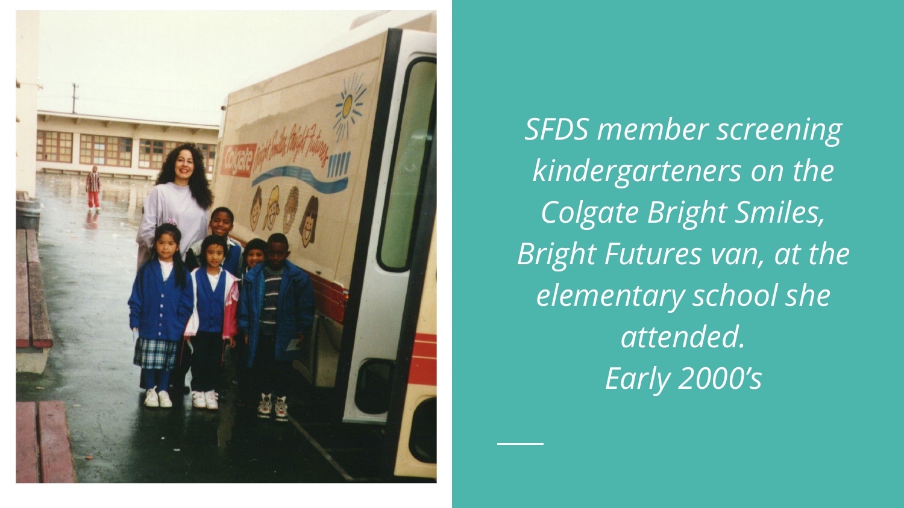*SFDS member screening kindergarteners on the Colgate Bright Smiles, Bright Futures van, at the elementary school she attended.*
*Early 2000's*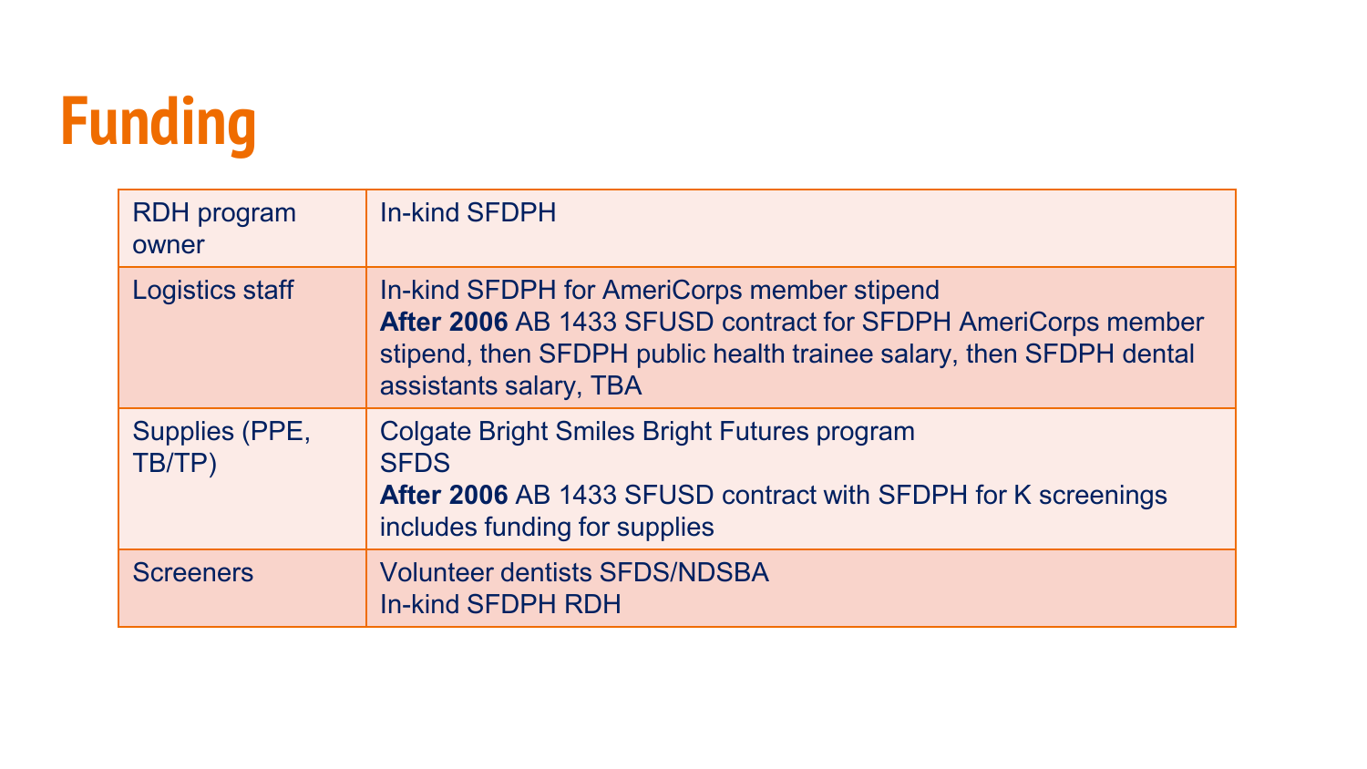# Funding

| | |
|---|---|
| RDH program owner | In-kind SFDPH |
| Logistics staff | In-kind SFDPH for AmeriCorps member stipend<br>**After 2006** AB 1433 SFUSD contract for SFDPH AmeriCorps member stipend, then SFDPH public health trainee salary, then SFDPH dental assistants salary, TBA |
| Supplies (PPE, TB/TP) | Colgate Bright Smiles Bright Futures program<br>SFDS<br>**After 2006** AB 1433 SFUSD contract with SFDPH for K screenings includes funding for supplies |
| Screeners | Volunteer dentists SFDS/NDSBA<br>In-kind SFDPH RDH |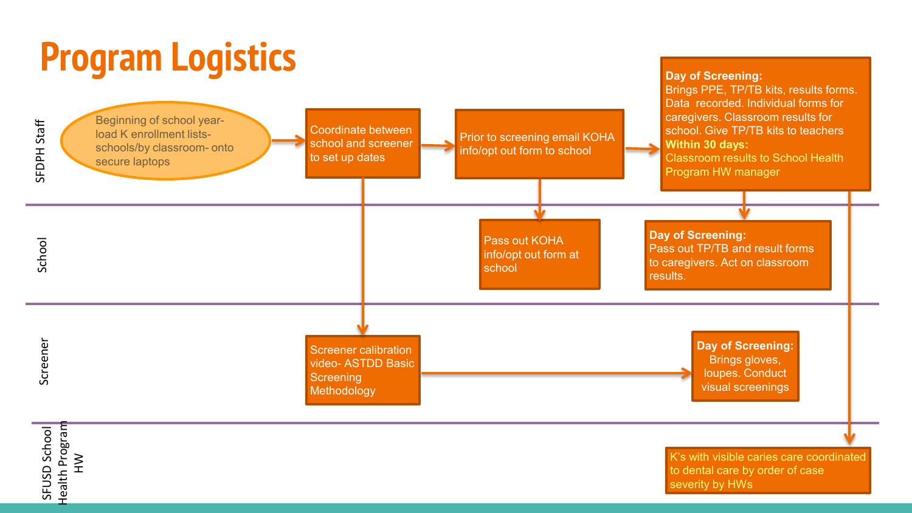# Program Logistics

## SFDPH Staff

- Beginning of school year- load K enrollment lists- schools/by classroom- onto secure laptops
- Coordinate between school and screener to set up dates
- Prior to screening email KOHA info/opt out form to school
- **Day of Screening:** Brings PPE, TP/TB kits, results forms. Data recorded. Individual forms for caregivers. Classroom results for school. Give TP/TB kits to teachers
  **Within 30 days:** Classroom results to School Health Program HW manager

## School

- Pass out KOHA info/opt out form at school
- **Day of Screening:** Pass out TP/TB and result forms to caregivers. Act on classroom results.

## Screener

- Screener calibration video- ASTDD Basic Screening Methodology
- **Day of Screening:** Brings gloves, loupes. Conduct visual screenings

## SFUSD School Health Program HW

- K's with visible caries care coordinated to dental care by order of case severity by HWs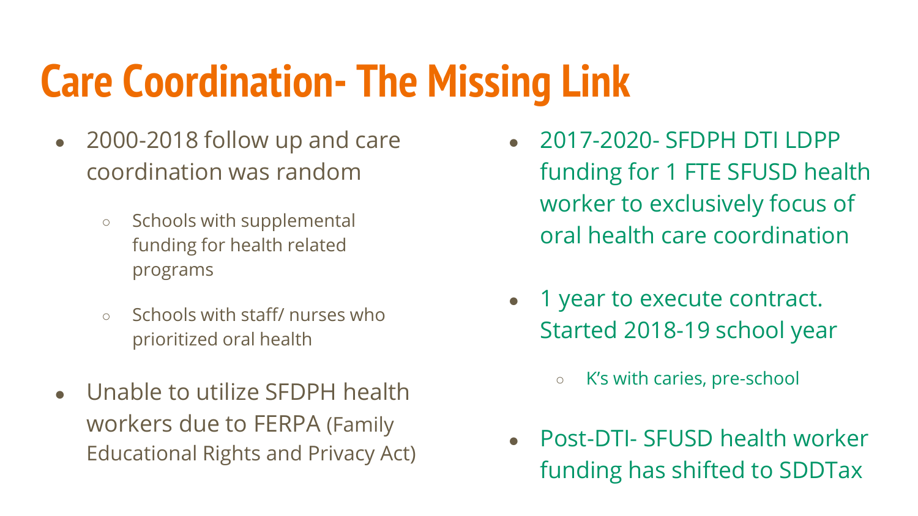# Care Coordination- The Missing Link

- 2000-2018 follow up and care coordination was random
  - Schools with supplemental funding for health related programs
  - Schools with staff/ nurses who prioritized oral health
- Unable to utilize SFDPH health workers due to FERPA (Family Educational Rights and Privacy Act)

- 2017-2020- SFDPH DTI LDPP funding for 1 FTE SFUSD health worker to exclusively focus of oral health care coordination
- 1 year to execute contract. Started 2018-19 school year
  - K's with caries, pre-school
- Post-DTI- SFUSD health worker funding has shifted to SDDTax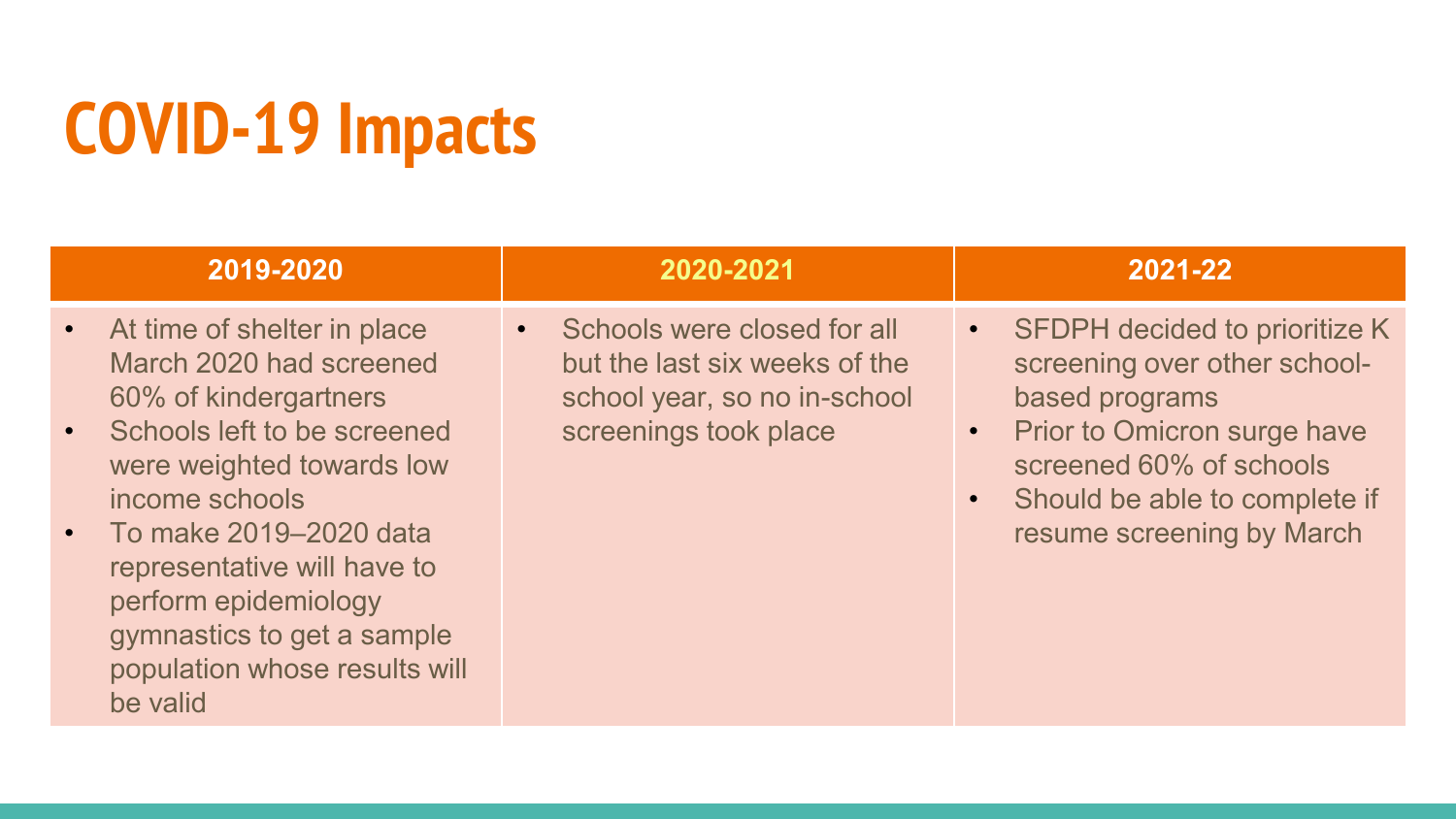# COVID-19 Impacts

| 2019-2020 | 2020-2021 | 2021-22 |
|---|---|---|
| • At time of shelter in place March 2020 had screened 60% of kindergartners<br>• Schools left to be screened were weighted towards low income schools<br>• To make 2019–2020 data representative will have to perform epidemiology gymnastics to get a sample population whose results will be valid | • Schools were closed for all but the last six weeks of the school year, so no in-school screenings took place | • SFDPH decided to prioritize K screening over other school-based programs<br>• Prior to Omicron surge have screened 60% of schools<br>• Should be able to complete if resume screening by March |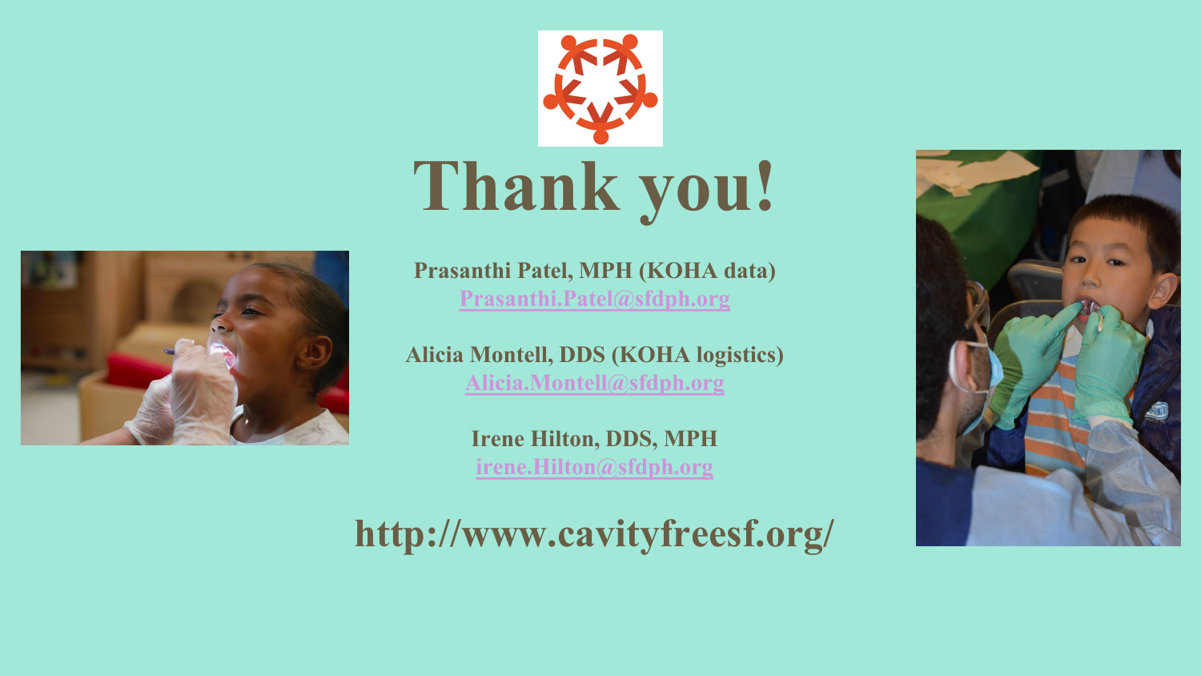# Thank you!

**Prasanthi Patel, MPH (KOHA data)**
Prasanthi.Patel@sfdph.org

**Alicia Montell, DDS (KOHA logistics)**
Alicia.Montell@sfdph.org

**Irene Hilton, DDS, MPH**
irene.Hilton@sfdph.org

**http://www.cavityfreesf.org/**